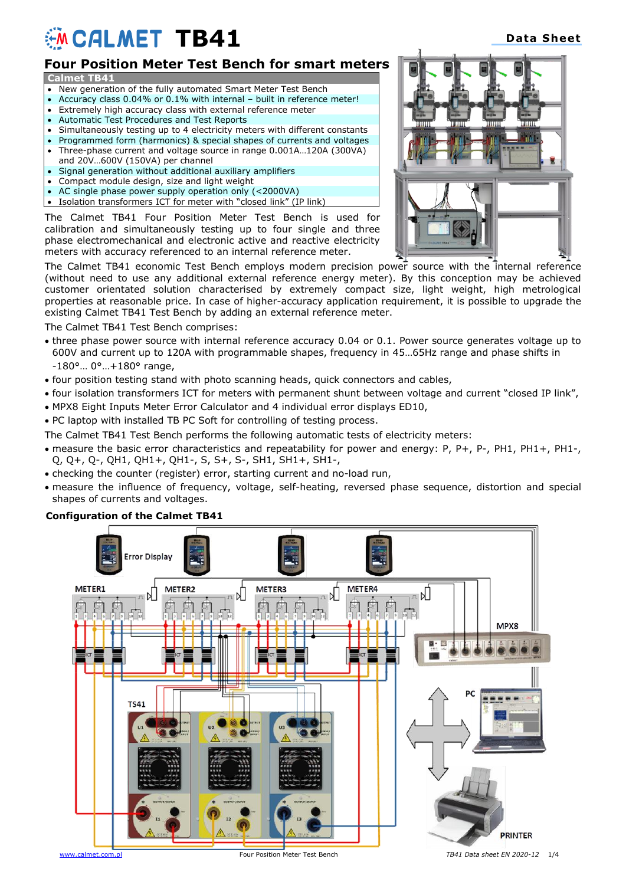# CALMET TB41

**Data Sheet**

## Four Position Meter Test Bench for smart meters

**Calmet TB41**

- New generation of the fully automated Smart Meter Test Bench
- Accuracy class 0.04% or 0.1% with internal – built in reference meter!
- Extremely high accuracy class with external reference meter
- Automatic Test Procedures and Test Reports
- Simultaneously testing up to 4 electricity meters with different constants
- Programmed form (harmonics) & special shapes of currents and voltages
- Three-phase current and voltage source in range 0.001A…120A (300VA) and 20V…600V (150VA) per channel
- Signal generation without additional auxiliary amplifiers
- Compact module design, size and light weight
- AC single phase power supply operation only (<2000VA)
- Isolation transformers ICT for meter with "closed link" (IP link)

The Calmet TB41 Four Position Meter Test Bench is used for calibration and simultaneously testing up to four single and three phase electromechanical and electronic active and reactive electricity meters with accuracy referenced to an internal reference meter.

The Calmet TB41 economic Test Bench employs modern precision power source with the internal reference (without need to use any additional external reference energy meter). By this conception may be achieved customer orientated solution characterised by extremely compact size, light weight, high metrological properties at reasonable price. In case of higher-accuracy application requirement, it is possible to upgrade the existing Calmet TB41 Test Bench by adding an external reference meter.

The Calmet TB41 Test Bench comprises:

- three phase power source with internal reference accuracy 0.04 or 0.1. Power source generates voltage up to 600V and current up to 120A with programmable shapes, frequency in 45…65Hz range and phase shifts in -180°… 0°…+180° range,
- four position testing stand with photo scanning heads, quick connectors and cables,
- four isolation transformers ICT for meters with permanent shunt between voltage and current "closed IP link",
- MPX8 Eight Inputs Meter Error Calculator and 4 individual error displays ED10,
- PC laptop with installed TB PC Soft for controlling of testing process.

The Calmet TB41 Test Bench performs the following automatic tests of electricity meters:

- measure the basic error characteristics and repeatability for power and energy: P, P+, P-, PH1, PH1+, PH1-, Q, Q+, Q-, QH1, QH1+, QH1-, S, S+, S-, SH1, SH1+, SH1-,
- checking the counter (register) error, starting current and no-load run,
- measure the influence of frequency, voltage, self-heating, reversed phase sequence, distortion and special shapes of currents and voltages.

**Configuration of the Calmet TB41**

Error Display

METER1

METER2

METER3

METER4

ICT

MPX8

PC

TS41

U1

U2

U3

I1

I2

I3

PRINTER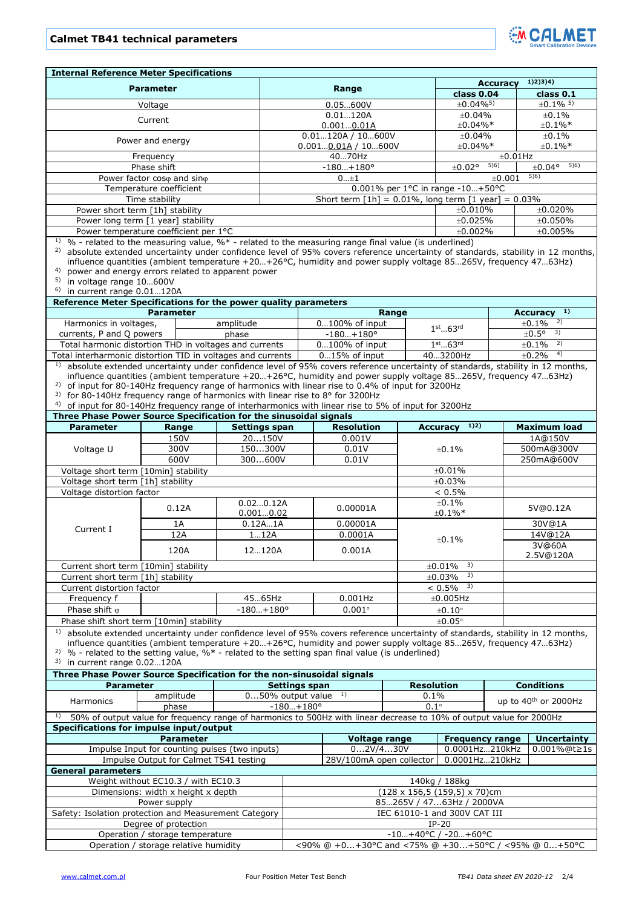## Calmet TB41 technical parameters

| Internal Reference Meter Specifications | | | |
|---|---|---|---|
| **Parameter** | **Range** | **Accuracy 1)2)3)4)** | |
| | | **class 0.04** | **class 0.1** |
| Voltage | 0.05…600V | ±0.04%5) | ±0.1% 5) |
| Current | 0.01…120A | ±0.04% | ±0.1% |
| | 0.001…0.01A | ±0.04%* | ±0.1%* |
| Power and energy | 0.01…120A / 10…600V | ±0.04% | ±0.1% |
| | 0.001…0.01A / 10…600V | ±0.04%* | ±0.1%* |
| Frequency | 40…70Hz | ±0.01Hz | |
| Phase shift | -180…+180° | ±0.02° 5)6) | ±0.04° 5)6) |
| Power factor cosφ and sinφ | 0…±1 | ±0.001 5)6) | |
| Temperature coefficient | 0.001% per 1°C in range -10…+50°C | | |
| Time stability | Short term [1h] = 0.01%, long term [1 year] = 0.03% | | |
| Power short term [1h] stability | | ±0.010% | ±0.020% |
| Power long term [1 year] stability | | ±0.025% | ±0.050% |
| Power temperature coefficient per 1°C | | ±0.002% | ±0.005% |

1) % - related to the measuring value, %* - related to the measuring range final value (is underlined)
2) absolute extended uncertainty under confidence level of 95% covers reference uncertainty of standards, stability in 12 months, influence quantities (ambient temperature +20…+26°C, humidity and power supply voltage 85…265V, frequency 47…63Hz)
4) power and energy errors related to apparent power
5) in voltage range 10…600V
6) in current range 0.01…120A

| Reference Meter Specifications for the power quality parameters | | | | |
|---|---|---|---|---|
| **Parameter** | | **Range** | | **Accuracy 1)** |
| Harmonics in voltages, currents, P and Q powers | amplitude | 0…100% of input | 1st…63rd | ±0.1% 2) |
| | phase | -180…+180° | | ±0.5° 3) |
| Total harmonic distortion THD in voltages and currents | | 0…100% of input | 1st…63rd | ±0.1% 2) |
| Total interharmonic distortion TID in voltages and currents | | 0…15% of input | 40…3200Hz | ±0.2% 4) |

1) absolute extended uncertainty under confidence level of 95% covers reference uncertainty of standards, stability in 12 months, influence quantities (ambient temperature +20…+26°C, humidity and power supply voltage 85…265V, frequency 47…63Hz)
2) of input for 80-140Hz frequency range of harmonics with linear rise to 0.4% of input for 3200Hz
3) for 80-140Hz frequency range of harmonics with linear rise to 8° for 3200Hz
4) of input for 80-140Hz frequency range of interharmonics with linear rise to 5% of input for 3200Hz

| Three Phase Power Source Specification for the sinusoidal signals | | | | | |
|---|---|---|---|---|---|
| **Parameter** | **Range** | **Settings span** | **Resolution** | **Accuracy 1)2)** | **Maximum load** |
| Voltage U | 150V | 20…150V | 0.001V | ±0.1% | 1A@150V |
| | 300V | 150…300V | 0.01V | | 500mA@300V |
| | 600V | 300…600V | 0.01V | | 250mA@600V |
| Voltage short term [10min] stability | | | | ±0.01% | |
| Voltage short term [1h] stability | | | | ±0.03% | |
| Voltage distortion factor | | | | < 0.5% | |
| Current I | 0.12A | 0.02…0.12A | 0.00001A | ±0.1% | 5V@0.12A |
| | | 0.001…0.02 | | ±0.1%* | |
| | 1A | 0.12A…1A | 0.00001A | ±0.1% | 30V@1A |
| | 12A | 1…12A | 0.0001A | | 14V@12A |
| | 120A | 12…120A | 0.001A | | 3V@60A 2.5V@120A |
| Current short term [10min] stability | | | | ±0.01% 3) | |
| Current short term [1h] stability | | | | ±0.03% 3) | |
| Current distortion factor | | | | < 0.5% 3) | |
| Frequency f | | 45…65Hz | 0.001Hz | ±0.005Hz | |
| Phase shift φ | | -180…+180° | 0.001° | ±0.10° | |
| Phase shift short term [10min] stability | | | | ±0.05° | |

1) absolute extended uncertainty under confidence level of 95% covers reference uncertainty of standards, stability in 12 months, influence quantities (ambient temperature +20…+26°C, humidity and power supply voltage 85…265V, frequency 47…63Hz)
2) % - related to the setting value, %* - related to the setting span final value (is underlined)
3) in current range 0.02…120A

| Three Phase Power Source Specification for the non-sinusoidal signals | | | | |
|---|---|---|---|---|
| **Parameter** | | **Settings span** | **Resolution** | **Conditions** |
| Harmonics | amplitude | 0…50% output value 1) | 0.1% | up to 40th or 2000Hz |
| | phase | -180…+180° | 0.1° | |

1) 50% of output value for frequency range of harmonics to 500Hz with linear decrease to 10% of output value for 2000Hz

| Specifications for impulse input/output | | | |
|---|---|---|---|
| **Parameter** | **Voltage range** | **Frequency range** | **Uncertainty** |
| Impulse Input for counting pulses (two inputs) | 0…2V/4…30V | 0.0001Hz…210kHz | 0.001%@t≥1s |
| Impulse Output for Calmet TS41 testing | 28V/100mA open collector | 0.0001Hz…210kHz | |

| General parameters | |
|---|---|
| Weight without EC10.3 / with EC10.3 | 140kg / 188kg |
| Dimensions: width x height x depth | (128 x 156,5 (159,5) x 70)cm |
| Power supply | 85…265V / 47…63Hz / 2000VA |
| Safety: Isolation protection and Measurement Category | IEC 61010-1 and 300V CAT III |
| Degree of protection | IP-20 |
| Operation / storage temperature | -10…+40°C / -20…+60°C |
| Operation / storage relative humidity | <90% @ +0...+30°C and <75% @ +30...+50°C / <95% @ 0...+50°C |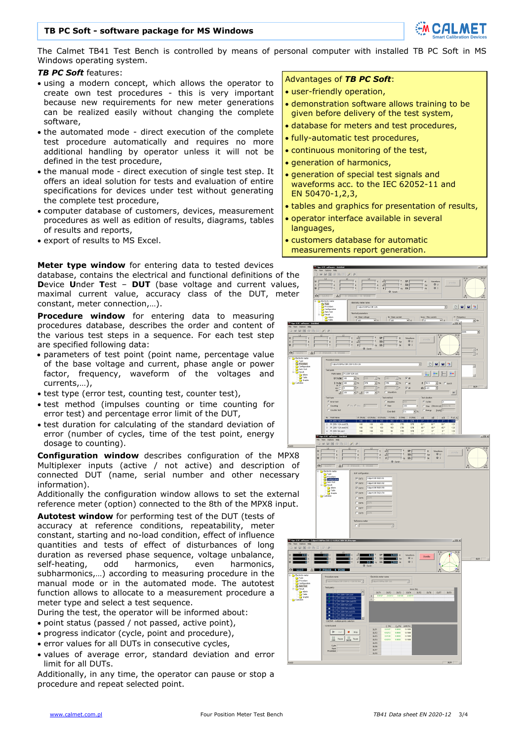## TB PC Soft - software package for MS Windows

The Calmet TB41 Test Bench is controlled by means of personal computer with installed TB PC Soft in MS Windows operating system.

***TB PC Soft*** features:

- using a modern concept, which allows the operator to create own test procedures - this is very important because new requirements for new meter generations can be realized easily without changing the complete software,
- the automated mode - direct execution of the complete test procedure automatically and requires no more additional handling by operator unless it will not be defined in the test procedure,
- the manual mode - direct execution of single test step. It offers an ideal solution for tests and evaluation of entire specifications for devices under test without generating the complete test procedure,
- computer database of customers, devices, measurement procedures as well as edition of results, diagrams, tables of results and reports,
- export of results to MS Excel.

Advantages of ***TB PC Soft***:

- user-friendly operation,
- demonstration software allows training to be given before delivery of the test system,
- database for meters and test procedures,
- fully-automatic test procedures,
- continuous monitoring of the test,
- generation of harmonics,
- generation of special test signals and waveforms acc. to the IEC 62052-11 and EN 50470-1,2,3,
- tables and graphics for presentation of results,
- operator interface available in several languages,
- customers database for automatic measurements report generation.

**Meter type window** for entering data to tested devices database, contains the electrical and functional definitions of the **D**evice **U**nder **T**est – **DUT** (base voltage and current values, maximal current value, accuracy class of the DUT, meter constant, meter connection,…).

**Procedure window** for entering data to measuring procedures database, describes the order and content of the various test steps in a sequence. For each test step are specified following data:

- parameters of test point (point name, percentage value of the base voltage and current, phase angle or power factor, frequency, waveform of the voltages and currents,…),
- test type (error test, counting test, counter test),
- test method (impulses counting or time counting for error test) and percentage error limit of the DUT,
- test duration for calculating of the standard deviation of error (number of cycles, time of the test point, energy dosage to counting).

**Configuration window** describes configuration of the MPX8 Multiplexer inputs (active / not active) and description of connected DUT (name, serial number and other necessary information).
Additionally the configuration window allows to set the external reference meter (option) connected to the 8th of the MPX8 input.

**Autotest window** for performing test of the DUT (tests of accuracy at reference conditions, repeatability, meter constant, starting and no-load condition, effect of influence quantities and tests of effect of disturbances of long duration as reversed phase sequence, voltage unbalance, self-heating, odd harmonics, even harmonics, subharmonics,…) according to measuring procedure in the manual mode or in the automated mode. The autotest function allows to allocate to a measurement procedure a meter type and select a test sequence.
During the test, the operator will be informed about:

- point status (passed / not passed, active point),
- progress indicator (cycle, point and procedure),
- error values for all DUTs in consecutive cycles,
- values of average error, standard deviation and error limit for all DUTs.

Additionally, in any time, the operator can pause or stop a procedure and repeat selected point.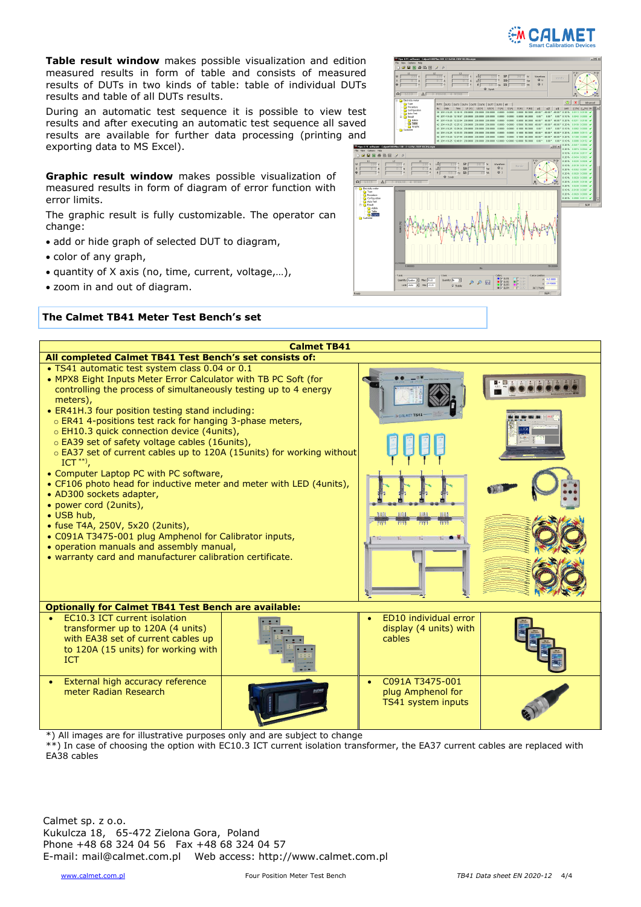**Table result window** makes possible visualization and edition measured results in form of table and consists of measured results of DUTs in two kinds of table: table of individual DUTs results and table of all DUTs results.

During an automatic test sequence it is possible to view test results and after executing an automatic test sequence all saved results are available for further data processing (printing and exporting data to MS Excel).

**Graphic result window** makes possible visualization of measured results in form of diagram of error function with error limits.

The graphic result is fully customizable. The operator can change:

- add or hide graph of selected DUT to diagram,
- color of any graph,
- quantity of X axis (no, time, current, voltage,…),
- zoom in and out of diagram.

## The Calmet TB41 Meter Test Bench's set

| Calmet TB41 | | | |
|---|---|---|---|
| **All completed Calmet TB41 Test Bench's set consists of:** | | | |
| • TS41 automatic test system class 0.04 or 0.1<br>• MPX8 Eight Inputs Meter Error Calculator with TB PC Soft (for controlling the process of simultaneously testing up to 4 energy meters),<br>• ER41H.3 four position testing stand including:<br>○ ER41 4-positions test rack for hanging 3-phase meters,<br>○ EH10.3 quick connection device (4units),<br>○ EA39 set of safety voltage cables (16units),<br>○ EA37 set of current cables up to 120A (15units) for working without ICT **),<br>• Computer Laptop PC with PC software,<br>• CF106 photo head for inductive meter and meter with LED (4units),<br>• AD300 sockets adapter,<br>• power cord (2units),<br>• USB hub,<br>• fuse T4A, 250V, 5x20 (2units),<br>• C091A T3475-001 plug Amphenol for Calibrator inputs,<br>• operation manuals and assembly manual,<br>• warranty card and manufacturer calibration certificate. | | | |
| **Optionally for Calmet TB41 Test Bench are available:** | | | |
| • EC10.3 ICT current isolation transformer up to 120A (4 units) with EA38 set of current cables up to 120A (15 units) for working with ICT | | • ED10 individual error display (4 units) with cables | |
| • External high accuracy reference meter Radian Research | | • C091A T3475-001 plug Amphenol for TS41 system inputs | |

*) All images are for illustrative purposes only and are subject to change

**) In case of choosing the option with EC10.3 ICT current isolation transformer, the EA37 current cables are replaced with EA38 cables

Calmet sp. z o.o.
Kukulcza 18, 65-472 Zielona Gora, Poland
Phone +48 68 324 04 56 Fax +48 68 324 04 57
E-mail: mail@calmet.com.pl Web access: http://www.calmet.com.pl